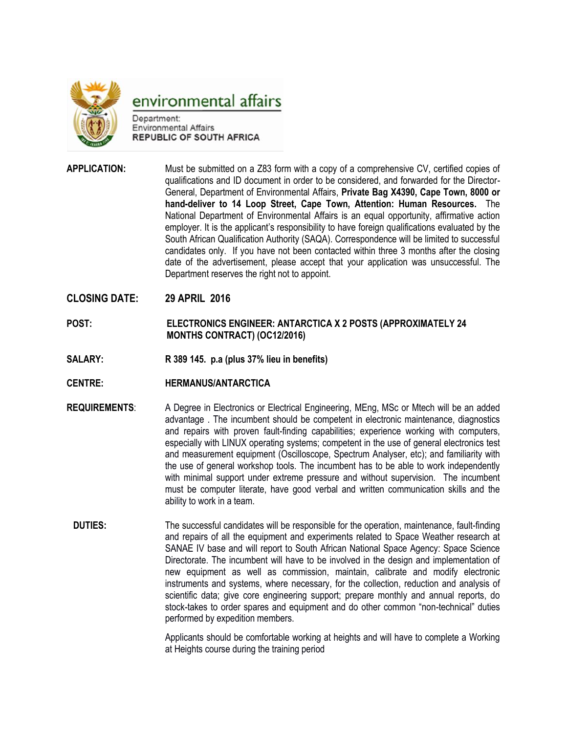environmental affairs

Department:
Environmental Affairs
REPUBLIC OF SOUTH AFRICA

**APPLICATION:** Must be submitted on a Z83 form with a copy of a comprehensive CV, certified copies of qualifications and ID document in order to be considered, and forwarded for the Director-General, Department of Environmental Affairs, **Private Bag X4390, Cape Town, 8000 or hand-deliver to 14 Loop Street, Cape Town, Attention: Human Resources.** The National Department of Environmental Affairs is an equal opportunity, affirmative action employer. It is the applicant's responsibility to have foreign qualifications evaluated by the South African Qualification Authority (SAQA). Correspondence will be limited to successful candidates only. If you have not been contacted within three 3 months after the closing date of the advertisement, please accept that your application was unsuccessful. The Department reserves the right not to appoint.

**CLOSING DATE:** **29 APRIL 2016**

**POST:** **ELECTRONICS ENGINEER: ANTARCTICA X 2 POSTS (APPROXIMATELY 24 MONTHS CONTRACT) (OC12/2016)**

**SALARY:** **R 389 145. p.a (plus 37% lieu in benefits)**

**CENTRE:** **HERMANUS/ANTARCTICA**

**REQUIREMENTS**: A Degree in Electronics or Electrical Engineering, MEng, MSc or Mtech will be an added advantage . The incumbent should be competent in electronic maintenance, diagnostics and repairs with proven fault-finding capabilities; experience working with computers, especially with LINUX operating systems; competent in the use of general electronics test and measurement equipment (Oscilloscope, Spectrum Analyser, etc); and familiarity with the use of general workshop tools. The incumbent has to be able to work independently with minimal support under extreme pressure and without supervision. The incumbent must be computer literate, have good verbal and written communication skills and the ability to work in a team.

**DUTIES:** The successful candidates will be responsible for the operation, maintenance, fault-finding and repairs of all the equipment and experiments related to Space Weather research at SANAE IV base and will report to South African National Space Agency: Space Science Directorate. The incumbent will have to be involved in the design and implementation of new equipment as well as commission, maintain, calibrate and modify electronic instruments and systems, where necessary, for the collection, reduction and analysis of scientific data; give core engineering support; prepare monthly and annual reports, do stock-takes to order spares and equipment and do other common "non-technical" duties performed by expedition members.

Applicants should be comfortable working at heights and will have to complete a Working at Heights course during the training period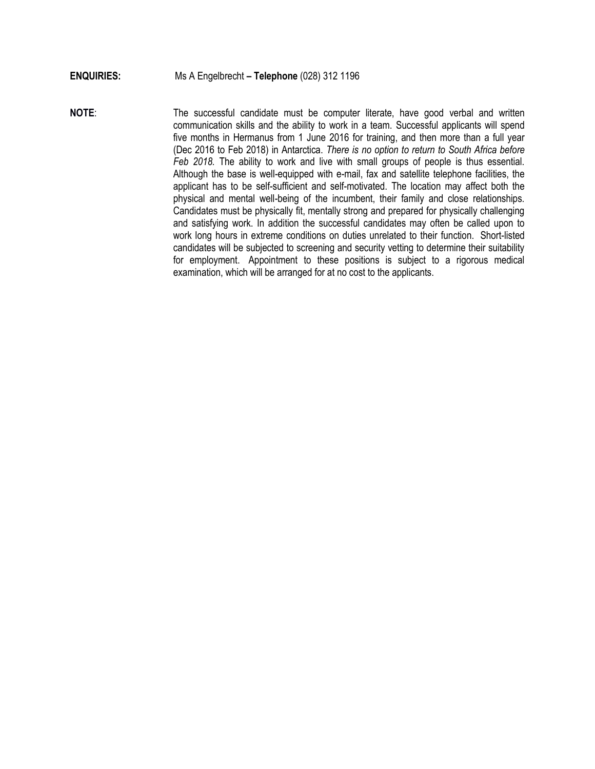**ENQUIRIES:** Ms A Engelbrecht **– Telephone** (028) 312 1196

**NOTE**: The successful candidate must be computer literate, have good verbal and written communication skills and the ability to work in a team. Successful applicants will spend five months in Hermanus from 1 June 2016 for training, and then more than a full year (Dec 2016 to Feb 2018) in Antarctica. *There is no option to return to South Africa before Feb 2018.* The ability to work and live with small groups of people is thus essential. Although the base is well-equipped with e-mail, fax and satellite telephone facilities, the applicant has to be self-sufficient and self-motivated. The location may affect both the physical and mental well-being of the incumbent, their family and close relationships. Candidates must be physically fit, mentally strong and prepared for physically challenging and satisfying work. In addition the successful candidates may often be called upon to work long hours in extreme conditions on duties unrelated to their function. Short-listed candidates will be subjected to screening and security vetting to determine their suitability for employment. Appointment to these positions is subject to a rigorous medical examination, which will be arranged for at no cost to the applicants.